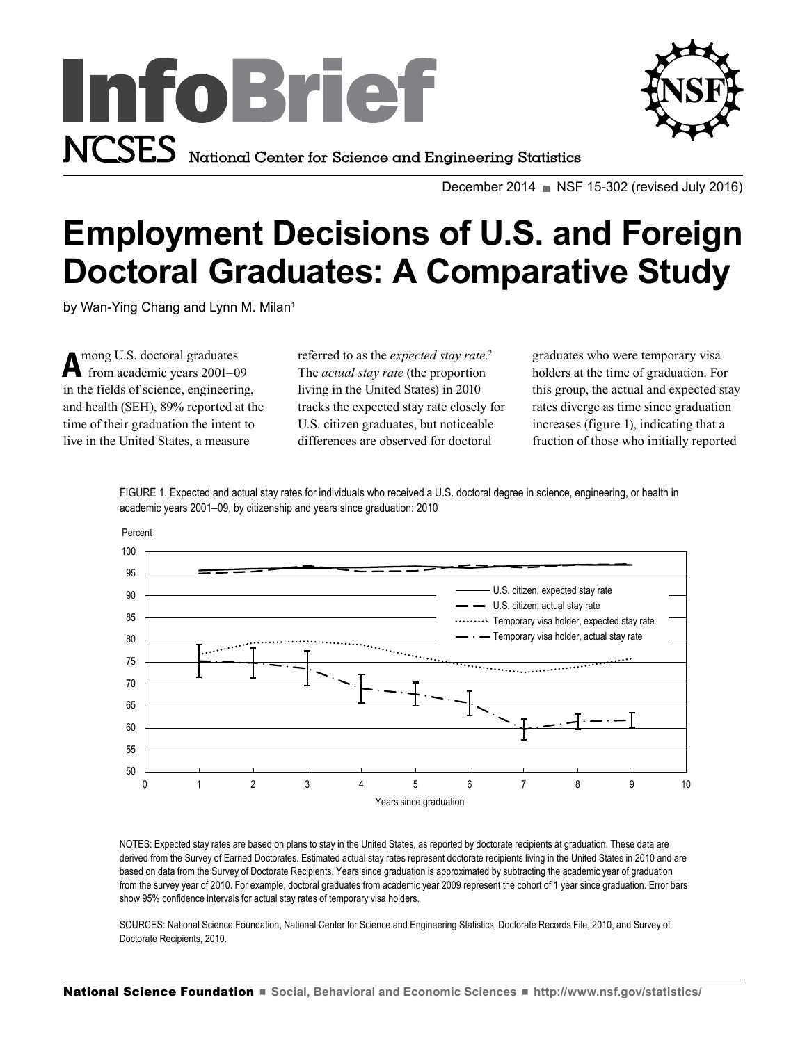# InfoBrief

NCSES National Center for Science and Engineering Statistics

December 2014 ■ NSF 15-302 (revised July 2016)

# Employment Decisions of U.S. and Foreign Doctoral Graduates: A Comparative Study

by Wan-Ying Chang and Lynn M. Milan[1]

Among U.S. doctoral graduates from academic years 2001–09 in the fields of science, engineering, and health (SEH), 89% reported at the time of their graduation the intent to live in the United States, a measure referred to as the *expected stay rate.*[2] The *actual stay rate* (the proportion living in the United States) in 2010 tracks the expected stay rate closely for U.S. citizen graduates, but noticeable differences are observed for doctoral graduates who were temporary visa holders at the time of graduation. For this group, the actual and expected stay rates diverge as time since graduation increases (figure 1), indicating that a fraction of those who initially reported

FIGURE 1. Expected and actual stay rates for individuals who received a U.S. doctoral degree in science, engineering, or health in academic years 2001–09, by citizenship and years since graduation: 2010

NOTES: Expected stay rates are based on plans to stay in the United States, as reported by doctorate recipients at graduation. These data are derived from the Survey of Earned Doctorates. Estimated actual stay rates represent doctorate recipients living in the United States in 2010 and are based on data from the Survey of Doctorate Recipients. Years since graduation is approximated by subtracting the academic year of graduation from the survey year of 2010. For example, doctoral graduates from academic year 2009 represent the cohort of 1 year since graduation. Error bars show 95% confidence intervals for actual stay rates of temporary visa holders.

SOURCES: National Science Foundation, National Center for Science and Engineering Statistics, Doctorate Records File, 2010, and Survey of Doctorate Recipients, 2010.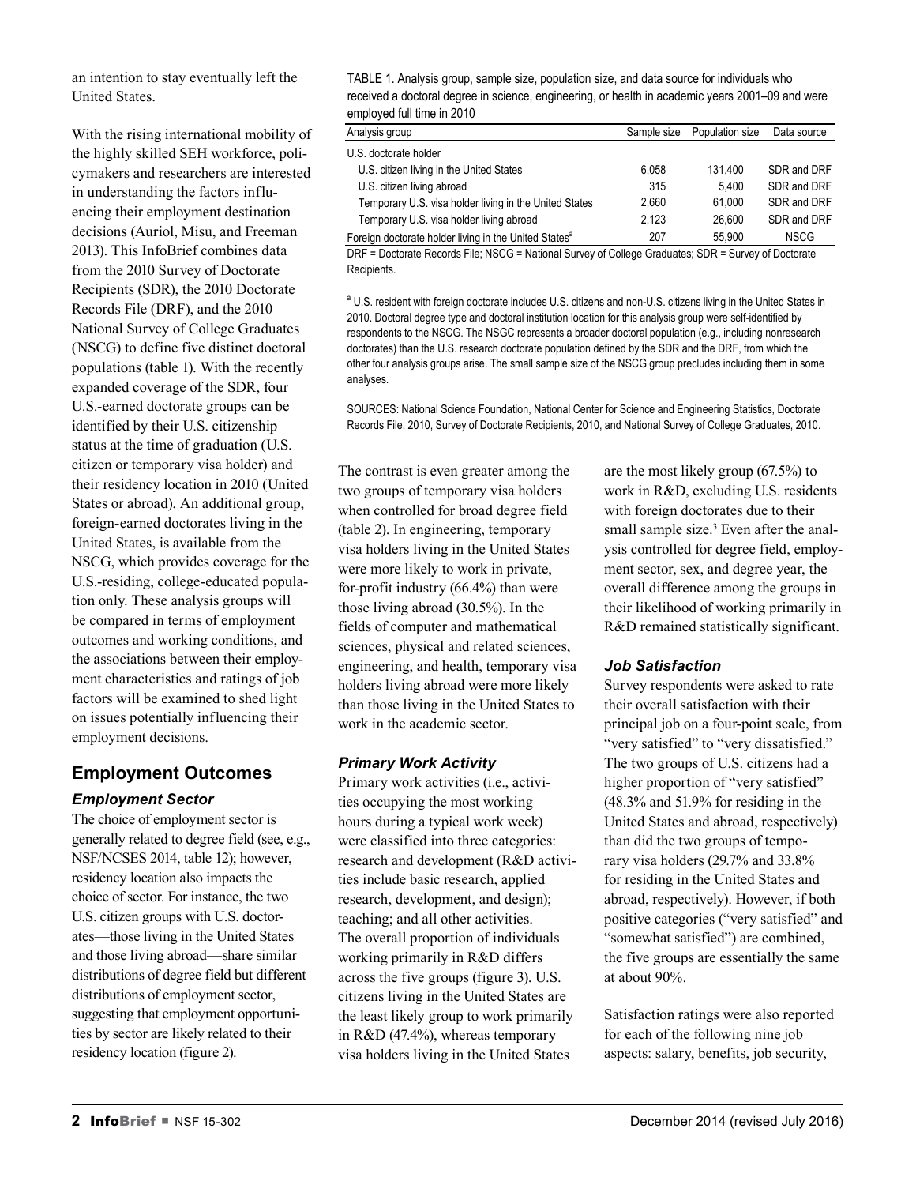an intention to stay eventually left the United States.

With the rising international mobility of the highly skilled SEH workforce, policymakers and researchers are interested in understanding the factors influencing their employment destination decisions (Auriol, Misu, and Freeman 2013). This InfoBrief combines data from the 2010 Survey of Doctorate Recipients (SDR), the 2010 Doctorate Records File (DRF), and the 2010 National Survey of College Graduates (NSCG) to define five distinct doctoral populations (table 1). With the recently expanded coverage of the SDR, four U.S.-earned doctorate groups can be identified by their U.S. citizenship status at the time of graduation (U.S. citizen or temporary visa holder) and their residency location in 2010 (United States or abroad). An additional group, foreign-earned doctorates living in the United States, is available from the NSCG, which provides coverage for the U.S.-residing, college-educated population only. These analysis groups will be compared in terms of employment outcomes and working conditions, and the associations between their employment characteristics and ratings of job factors will be examined to shed light on issues potentially influencing their employment decisions.

TABLE 1. Analysis group, sample size, population size, and data source for individuals who received a doctoral degree in science, engineering, or health in academic years 2001–09 and were employed full time in 2010

| Analysis group | Sample size | Population size | Data source |
|---|---|---|---|
| U.S. doctorate holder | | | |
| U.S. citizen living in the United States | 6,058 | 131,400 | SDR and DRF |
| U.S. citizen living abroad | 315 | 5,400 | SDR and DRF |
| Temporary U.S. visa holder living in the United States | 2,660 | 61,000 | SDR and DRF |
| Temporary U.S. visa holder living abroad | 2,123 | 26,600 | SDR and DRF |
| Foreign doctorate holder living in the United States[a] | 207 | 55,900 | NSCG |

DRF = Doctorate Records File; NSCG = National Survey of College Graduates; SDR = Survey of Doctorate Recipients.

[a] U.S. resident with foreign doctorate includes U.S. citizens and non-U.S. citizens living in the United States in 2010. Doctoral degree type and doctoral institution location for this analysis group were self-identified by respondents to the NSCG. The NSGC represents a broader doctoral population (e.g., including nonresearch doctorates) than the U.S. research doctorate population defined by the SDR and the DRF, from which the other four analysis groups arise. The small sample size of the NSCG group precludes including them in some analyses.

SOURCES: National Science Foundation, National Center for Science and Engineering Statistics, Doctorate Records File, 2010, Survey of Doctorate Recipients, 2010, and National Survey of College Graduates, 2010.

## Employment Outcomes

### Employment Sector

The choice of employment sector is generally related to degree field (see, e.g., NSF/NCSES 2014, table 12); however, residency location also impacts the choice of sector. For instance, the two U.S. citizen groups with U.S. doctorates—those living in the United States and those living abroad—share similar distributions of degree field but different distributions of employment sector, suggesting that employment opportunities by sector are likely related to their residency location (figure 2).

The contrast is even greater among the two groups of temporary visa holders when controlled for broad degree field (table 2). In engineering, temporary visa holders living in the United States were more likely to work in private, for-profit industry (66.4%) than were those living abroad (30.5%). In the fields of computer and mathematical sciences, physical and related sciences, engineering, and health, temporary visa holders living abroad were more likely than those living in the United States to work in the academic sector.

### Primary Work Activity

Primary work activities (i.e., activities occupying the most working hours during a typical work week) were classified into three categories: research and development (R&D activities include basic research, applied research, development, and design); teaching; and all other activities. The overall proportion of individuals working primarily in R&D differs across the five groups (figure 3). U.S. citizens living in the United States are the least likely group to work primarily in R&D (47.4%), whereas temporary visa holders living in the United States are the most likely group (67.5%) to work in R&D, excluding U.S. residents with foreign doctorates due to their small sample size.[3] Even after the analysis controlled for degree field, employment sector, sex, and degree year, the overall difference among the groups in their likelihood of working primarily in R&D remained statistically significant.

### Job Satisfaction

Survey respondents were asked to rate their overall satisfaction with their principal job on a four-point scale, from "very satisfied" to "very dissatisfied." The two groups of U.S. citizens had a higher proportion of "very satisfied" (48.3% and 51.9% for residing in the United States and abroad, respectively) than did the two groups of temporary visa holders (29.7% and 33.8% for residing in the United States and abroad, respectively). However, if both positive categories ("very satisfied" and "somewhat satisfied") are combined, the five groups are essentially the same at about 90%.

Satisfaction ratings were also reported for each of the following nine job aspects: salary, benefits, job security,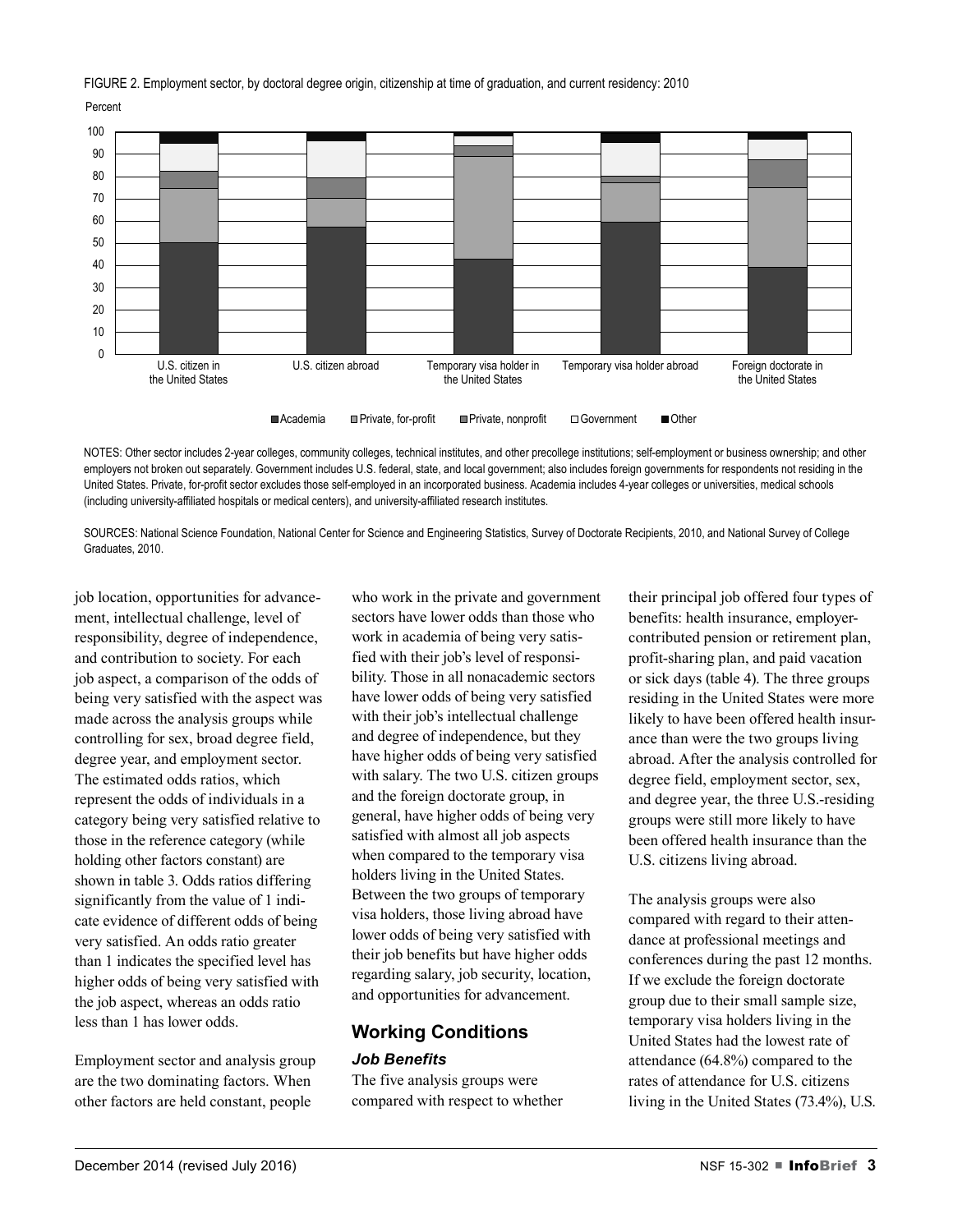FIGURE 2. Employment sector, by doctoral degree origin, citizenship at time of graduation, and current residency: 2010

NOTES: Other sector includes 2-year colleges, community colleges, technical institutes, and other precollege institutions; self-employment or business ownership; and other employers not broken out separately. Government includes U.S. federal, state, and local government; also includes foreign governments for respondents not residing in the United States. Private, for-profit sector excludes those self-employed in an incorporated business. Academia includes 4-year colleges or universities, medical schools (including university-affiliated hospitals or medical centers), and university-affiliated research institutes.

SOURCES: National Science Foundation, National Center for Science and Engineering Statistics, Survey of Doctorate Recipients, 2010, and National Survey of College Graduates, 2010.

job location, opportunities for advancement, intellectual challenge, level of responsibility, degree of independence, and contribution to society. For each job aspect, a comparison of the odds of being very satisfied with the aspect was made across the analysis groups while controlling for sex, broad degree field, degree year, and employment sector. The estimated odds ratios, which represent the odds of individuals in a category being very satisfied relative to those in the reference category (while holding other factors constant) are shown in table 3. Odds ratios differing significantly from the value of 1 indicate evidence of different odds of being very satisfied. An odds ratio greater than 1 indicates the specified level has higher odds of being very satisfied with the job aspect, whereas an odds ratio less than 1 has lower odds.

Employment sector and analysis group are the two dominating factors. When other factors are held constant, people who work in the private and government sectors have lower odds than those who work in academia of being very satisfied with their job's level of responsibility. Those in all nonacademic sectors have lower odds of being very satisfied with their job's intellectual challenge and degree of independence, but they have higher odds of being very satisfied with salary. The two U.S. citizen groups and the foreign doctorate group, in general, have higher odds of being very satisfied with almost all job aspects when compared to the temporary visa holders living in the United States. Between the two groups of temporary visa holders, those living abroad have lower odds of being very satisfied with their job benefits but have higher odds regarding salary, job security, location, and opportunities for advancement.

## Working Conditions

### *Job Benefits*

The five analysis groups were compared with respect to whether their principal job offered four types of benefits: health insurance, employer-contributed pension or retirement plan, profit-sharing plan, and paid vacation or sick days (table 4). The three groups residing in the United States were more likely to have been offered health insurance than were the two groups living abroad. After the analysis controlled for degree field, employment sector, sex, and degree year, the three U.S.-residing groups were still more likely to have been offered health insurance than the U.S. citizens living abroad.

The analysis groups were also compared with regard to their attendance at professional meetings and conferences during the past 12 months. If we exclude the foreign doctorate group due to their small sample size, temporary visa holders living in the United States had the lowest rate of attendance (64.8%) compared to the rates of attendance for U.S. citizens living in the United States (73.4%), U.S.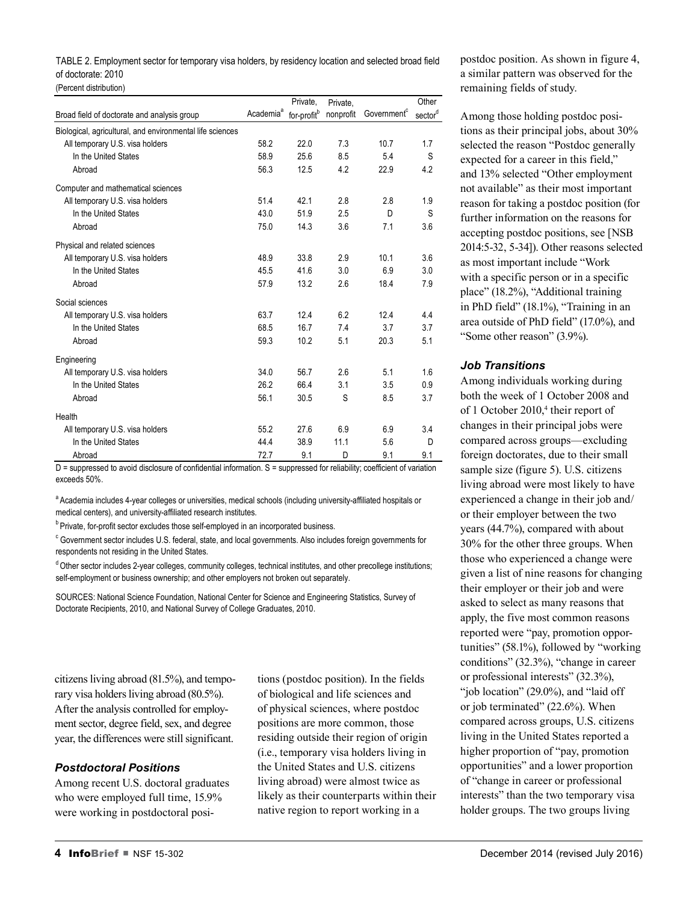TABLE 2. Employment sector for temporary visa holders, by residency location and selected broad field of doctorate: 2010

(Percent distribution)

| Broad field of doctorate and analysis group | Academia[a] | Private, for-profit[b] | Private, nonprofit | Government[c] | Other sector[d] |
|---|---|---|---|---|---|
| Biological, agricultural, and environmental life sciences | | | | | |
| All temporary U.S. visa holders | 58.2 | 22.0 | 7.3 | 10.7 | 1.7 |
| In the United States | 58.9 | 25.6 | 8.5 | 5.4 | S |
| Abroad | 56.3 | 12.5 | 4.2 | 22.9 | 4.2 |
| Computer and mathematical sciences | | | | | |
| All temporary U.S. visa holders | 51.4 | 42.1 | 2.8 | 2.8 | 1.9 |
| In the United States | 43.0 | 51.9 | 2.5 | D | S |
| Abroad | 75.0 | 14.3 | 3.6 | 7.1 | 3.6 |
| Physical and related sciences | | | | | |
| All temporary U.S. visa holders | 48.9 | 33.8 | 2.9 | 10.1 | 3.6 |
| In the United States | 45.5 | 41.6 | 3.0 | 6.9 | 3.0 |
| Abroad | 57.9 | 13.2 | 2.6 | 18.4 | 7.9 |
| Social sciences | | | | | |
| All temporary U.S. visa holders | 63.7 | 12.4 | 6.2 | 12.4 | 4.4 |
| In the United States | 68.5 | 16.7 | 7.4 | 3.7 | 3.7 |
| Abroad | 59.3 | 10.2 | 5.1 | 20.3 | 5.1 |
| Engineering | | | | | |
| All temporary U.S. visa holders | 34.0 | 56.7 | 2.6 | 5.1 | 1.6 |
| In the United States | 26.2 | 66.4 | 3.1 | 3.5 | 0.9 |
| Abroad | 56.1 | 30.5 | S | 8.5 | 3.7 |
| Health | | | | | |
| All temporary U.S. visa holders | 55.2 | 27.6 | 6.9 | 6.9 | 3.4 |
| In the United States | 44.4 | 38.9 | 11.1 | 5.6 | D |
| Abroad | 72.7 | 9.1 | D | 9.1 | 9.1 |

D = suppressed to avoid disclosure of confidential information. S = suppressed for reliability; coefficient of variation exceeds 50%.

[a] Academia includes 4-year colleges or universities, medical schools (including university-affiliated hospitals or medical centers), and university-affiliated research institutes.

[b] Private, for-profit sector excludes those self-employed in an incorporated business.

[c] Government sector includes U.S. federal, state, and local governments. Also includes foreign governments for respondents not residing in the United States.

[d] Other sector includes 2-year colleges, community colleges, technical institutes, and other precollege institutions; self-employment or business ownership; and other employers not broken out separately.

SOURCES: National Science Foundation, National Center for Science and Engineering Statistics, Survey of Doctorate Recipients, 2010, and National Survey of College Graduates, 2010.

citizens living abroad (81.5%), and temporary visa holders living abroad (80.5%). After the analysis controlled for employment sector, degree field, sex, and degree year, the differences were still significant.

### *Postdoctoral Positions*

Among recent U.S. doctoral graduates who were employed full time, 15.9% were working in postdoctoral positions (postdoc position). In the fields of biological and life sciences and of physical sciences, where postdoc positions are more common, those residing outside their region of origin (i.e., temporary visa holders living in the United States and U.S. citizens living abroad) were almost twice as likely as their counterparts within their native region to report working in a postdoc position. As shown in figure 4, a similar pattern was observed for the remaining fields of study.

Among those holding postdoc positions as their principal jobs, about 30% selected the reason "Postdoc generally expected for a career in this field," and 13% selected "Other employment not available" as their most important reason for taking a postdoc position (for further information on the reasons for accepting postdoc positions, see [NSB 2014:5-32, 5-34]). Other reasons selected as most important include "Work with a specific person or in a specific place" (18.2%), "Additional training in PhD field" (18.1%), "Training in an area outside of PhD field" (17.0%), and "Some other reason" (3.9%).

### *Job Transitions*

Among individuals working during both the week of 1 October 2008 and of 1 October 2010,[4] their report of changes in their principal jobs were compared across groups—excluding foreign doctorates, due to their small sample size (figure 5). U.S. citizens living abroad were most likely to have experienced a change in their job and/or their employer between the two years (44.7%), compared with about 30% for the other three groups. When those who experienced a change were given a list of nine reasons for changing their employer or their job and were asked to select as many reasons that apply, the five most common reasons reported were "pay, promotion opportunities" (58.1%), followed by "working conditions" (32.3%), "change in career or professional interests" (32.3%), "job location" (29.0%), and "laid off or job terminated" (22.6%). When compared across groups, U.S. citizens living in the United States reported a higher proportion of "pay, promotion opportunities" and a lower proportion of "change in career or professional interests" than the two temporary visa holder groups. The two groups living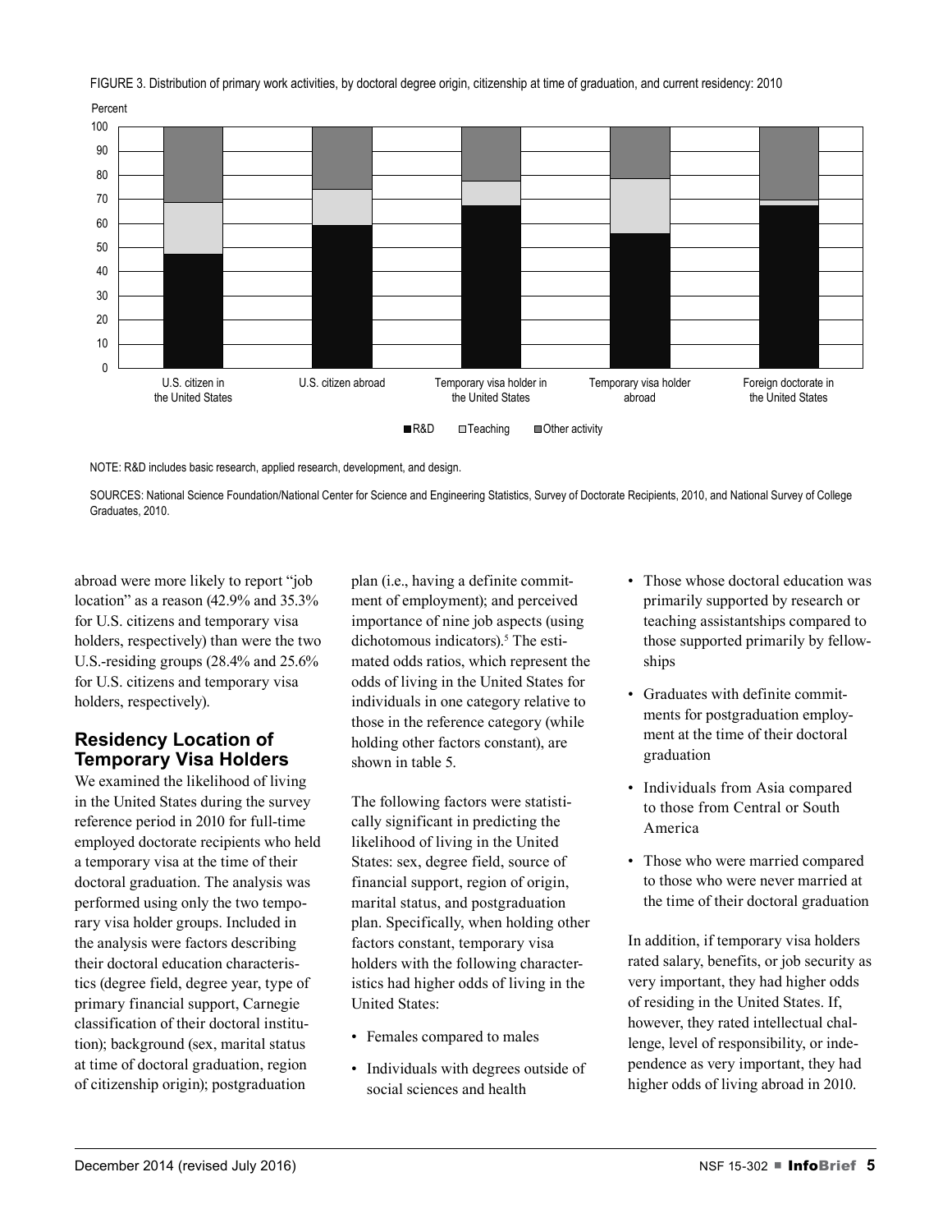FIGURE 3. Distribution of primary work activities, by doctoral degree origin, citizenship at time of graduation, and current residency: 2010

NOTE: R&D includes basic research, applied research, development, and design.

SOURCES: National Science Foundation/National Center for Science and Engineering Statistics, Survey of Doctorate Recipients, 2010, and National Survey of College Graduates, 2010.

abroad were more likely to report "job location" as a reason (42.9% and 35.3% for U.S. citizens and temporary visa holders, respectively) than were the two U.S.-residing groups (28.4% and 25.6% for U.S. citizens and temporary visa holders, respectively).

## Residency Location of Temporary Visa Holders

We examined the likelihood of living in the United States during the survey reference period in 2010 for full-time employed doctorate recipients who held a temporary visa at the time of their doctoral graduation. The analysis was performed using only the two temporary visa holder groups. Included in the analysis were factors describing their doctoral education characteristics (degree field, degree year, type of primary financial support, Carnegie classification of their doctoral institution); background (sex, marital status at time of doctoral graduation, region of citizenship origin); postgraduation plan (i.e., having a definite commitment of employment); and perceived importance of nine job aspects (using dichotomous indicators).[5] The estimated odds ratios, which represent the odds of living in the United States for individuals in one category relative to those in the reference category (while holding other factors constant), are shown in table 5.

The following factors were statistically significant in predicting the likelihood of living in the United States: sex, degree field, source of financial support, region of origin, marital status, and postgraduation plan. Specifically, when holding other factors constant, temporary visa holders with the following characteristics had higher odds of living in the United States:

- Females compared to males
- Individuals with degrees outside of social sciences and health
- Those whose doctoral education was primarily supported by research or teaching assistantships compared to those supported primarily by fellowships
- Graduates with definite commitments for postgraduation employment at the time of their doctoral graduation
- Individuals from Asia compared to those from Central or South America
- Those who were married compared to those who were never married at the time of their doctoral graduation

In addition, if temporary visa holders rated salary, benefits, or job security as very important, they had higher odds of residing in the United States. If, however, they rated intellectual challenge, level of responsibility, or independence as very important, they had higher odds of living abroad in 2010.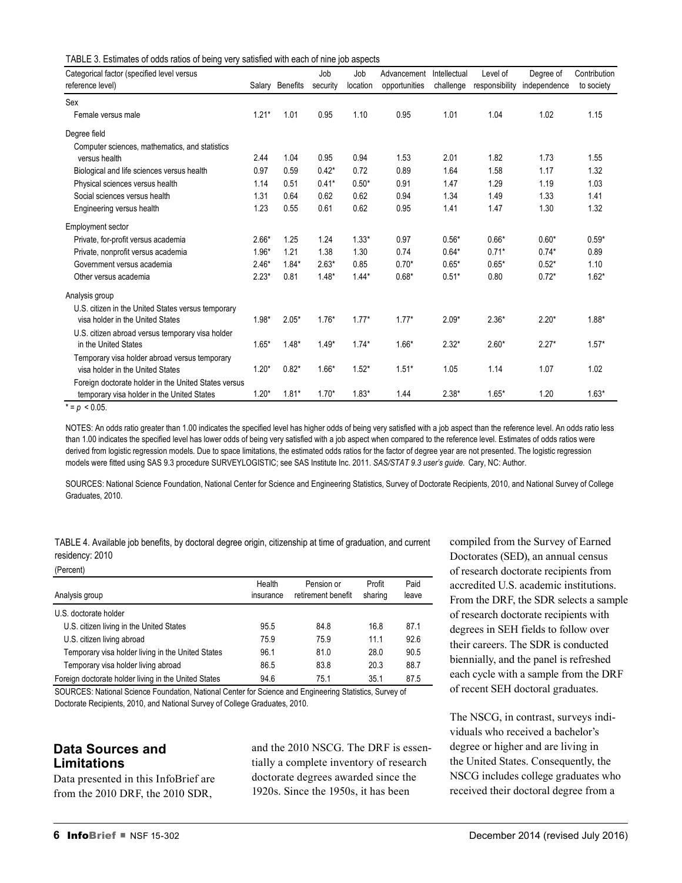TABLE 3. Estimates of odds ratios of being very satisfied with each of nine job aspects

| Categorical factor (specified level versus reference level) | Salary | Benefits | Job security | Job location | Advancement opportunities | Intellectual challenge | Level of responsibility | Degree of independence | Contribution to society |
|---|---|---|---|---|---|---|---|---|---|
| Sex | | | | | | | | | |
| Female versus male | 1.21* | 1.01 | 0.95 | 1.10 | 0.95 | 1.01 | 1.04 | 1.02 | 1.15 |
| Degree field | | | | | | | | | |
| Computer sciences, mathematics, and statistics versus health | 2.44 | 1.04 | 0.95 | 0.94 | 1.53 | 2.01 | 1.82 | 1.73 | 1.55 |
| Biological and life sciences versus health | 0.97 | 0.59 | 0.42* | 0.72 | 0.89 | 1.64 | 1.58 | 1.17 | 1.32 |
| Physical sciences versus health | 1.14 | 0.51 | 0.41* | 0.50* | 0.91 | 1.47 | 1.29 | 1.19 | 1.03 |
| Social sciences versus health | 1.31 | 0.64 | 0.62 | 0.62 | 0.94 | 1.34 | 1.49 | 1.33 | 1.41 |
| Engineering versus health | 1.23 | 0.55 | 0.61 | 0.62 | 0.95 | 1.41 | 1.47 | 1.30 | 1.32 |
| Employment sector | | | | | | | | | |
| Private, for-profit versus academia | 2.66* | 1.25 | 1.24 | 1.33* | 0.97 | 0.56* | 0.66* | 0.60* | 0.59* |
| Private, nonprofit versus academia | 1.96* | 1.21 | 1.38 | 1.30 | 0.74 | 0.64* | 0.71* | 0.74* | 0.89 |
| Government versus academia | 2.46* | 1.84* | 2.63* | 0.85 | 0.70* | 0.65* | 0.65* | 0.52* | 1.10 |
| Other versus academia | 2.23* | 0.81 | 1.48* | 1.44* | 0.68* | 0.51* | 0.80 | 0.72* | 1.62* |
| Analysis group | | | | | | | | | |
| U.S. citizen in the United States versus temporary visa holder in the United States | 1.98* | 2.05* | 1.76* | 1.77* | 1.77* | 2.09* | 2.36* | 2.20* | 1.88* |
| U.S. citizen abroad versus temporary visa holder in the United States | 1.65* | 1.48* | 1.49* | 1.74* | 1.66* | 2.32* | 2.60* | 2.27* | 1.57* |
| Temporary visa holder abroad versus temporary visa holder in the United States | 1.20* | 0.82* | 1.66* | 1.52* | 1.51* | 1.05 | 1.14 | 1.07 | 1.02 |
| Foreign doctorate holder in the United States versus temporary visa holder in the United States | 1.20* | 1.81* | 1.70* | 1.83* | 1.44 | 2.38* | 1.65* | 1.20 | 1.63* |

* = $p < 0.05$.

NOTES: An odds ratio greater than 1.00 indicates the specified level has higher odds of being very satisfied with a job aspect than the reference level. An odds ratio less than 1.00 indicates the specified level has lower odds of being very satisfied with a job aspect when compared to the reference level. Estimates of odds ratios were derived from logistic regression models. Due to space limitations, the estimated odds ratios for the factor of degree year are not presented. The logistic regression models were fitted using SAS 9.3 procedure SURVEYLOGISTIC; see SAS Institute Inc. 2011. *SAS/STAT 9.3 user's guide.* Cary, NC: Author.

SOURCES: National Science Foundation, National Center for Science and Engineering Statistics, Survey of Doctorate Recipients, 2010, and National Survey of College Graduates, 2010.

TABLE 4. Available job benefits, by doctoral degree origin, citizenship at time of graduation, and current residency: 2010

(Percent)

| Analysis group | Health insurance | Pension or retirement benefit | Profit sharing | Paid leave |
|---|---|---|---|---|
| U.S. doctorate holder | | | | |
| U.S. citizen living in the United States | 95.5 | 84.8 | 16.8 | 87.1 |
| U.S. citizen living abroad | 75.9 | 75.9 | 11.1 | 92.6 |
| Temporary visa holder living in the United States | 96.1 | 81.0 | 28.0 | 90.5 |
| Temporary visa holder living abroad | 86.5 | 83.8 | 20.3 | 88.7 |
| Foreign doctorate holder living in the United States | 94.6 | 75.1 | 35.1 | 87.5 |

SOURCES: National Science Foundation, National Center for Science and Engineering Statistics, Survey of Doctorate Recipients, 2010, and National Survey of College Graduates, 2010.

## Data Sources and Limitations

Data presented in this InfoBrief are from the 2010 DRF, the 2010 SDR, and the 2010 NSCG. The DRF is essentially a complete inventory of research doctorate degrees awarded since the 1920s. Since the 1950s, it has been compiled from the Survey of Earned Doctorates (SED), an annual census of research doctorate recipients from accredited U.S. academic institutions. From the DRF, the SDR selects a sample of research doctorate recipients with degrees in SEH fields to follow over their careers. The SDR is conducted biennially, and the panel is refreshed each cycle with a sample from the DRF of recent SEH doctoral graduates.

The NSCG, in contrast, surveys individuals who received a bachelor's degree or higher and are living in the United States. Consequently, the NSCG includes college graduates who received their doctoral degree from a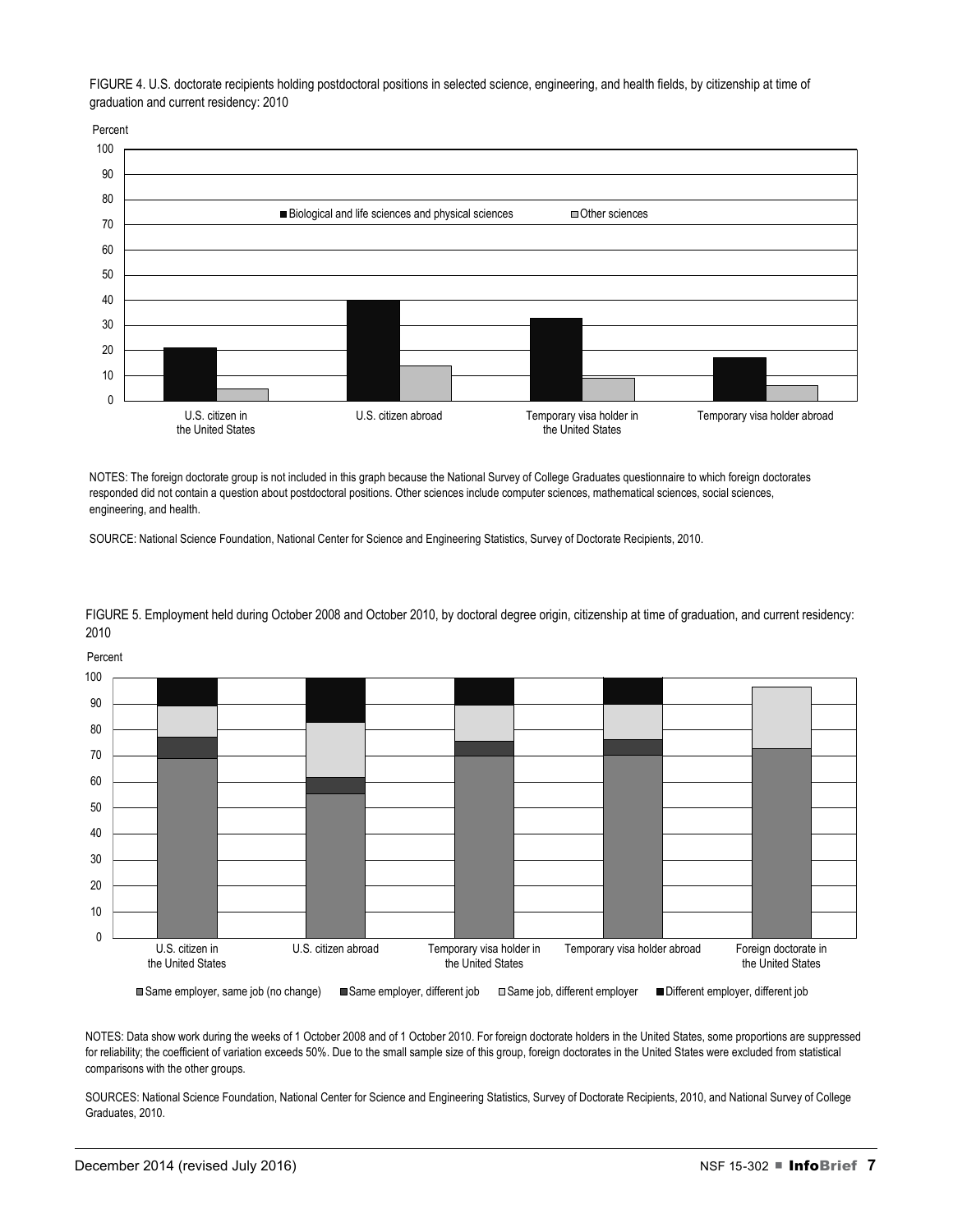FIGURE 4. U.S. doctorate recipients holding postdoctoral positions in selected science, engineering, and health fields, by citizenship at time of graduation and current residency: 2010

NOTES: The foreign doctorate group is not included in this graph because the National Survey of College Graduates questionnaire to which foreign doctorates responded did not contain a question about postdoctoral positions. Other sciences include computer sciences, mathematical sciences, social sciences, engineering, and health.

SOURCE: National Science Foundation, National Center for Science and Engineering Statistics, Survey of Doctorate Recipients, 2010.

FIGURE 5. Employment held during October 2008 and October 2010, by doctoral degree origin, citizenship at time of graduation, and current residency: 2010

NOTES: Data show work during the weeks of 1 October 2008 and of 1 October 2010. For foreign doctorate holders in the United States, some proportions are suppressed for reliability; the coefficient of variation exceeds 50%. Due to the small sample size of this group, foreign doctorates in the United States were excluded from statistical comparisons with the other groups.

SOURCES: National Science Foundation, National Center for Science and Engineering Statistics, Survey of Doctorate Recipients, 2010, and National Survey of College Graduates, 2010.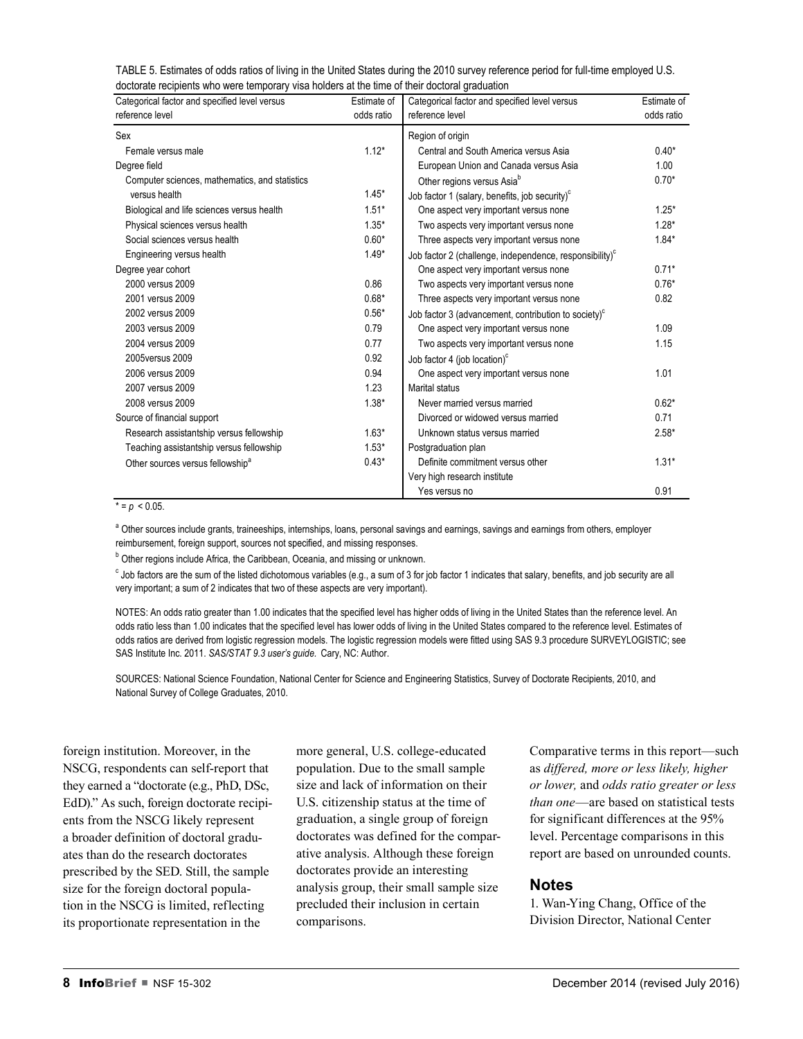TABLE 5. Estimates of odds ratios of living in the United States during the 2010 survey reference period for full-time employed U.S. doctorate recipients who were temporary visa holders at the time of their doctoral graduation

| Categorical factor and specified level versus reference level | Estimate of odds ratio | Categorical factor and specified level versus reference level | Estimate of odds ratio |
|---|---|---|---|
| Sex | | Region of origin | |
| Female versus male | 1.12* | Central and South America versus Asia | 0.40* |
| Degree field | | European Union and Canada versus Asia | 1.00 |
| Computer sciences, mathematics, and statistics versus health | 1.45* | Other regions versus Asia[b] | 0.70* |
| | | Job factor 1 (salary, benefits, job security)[c] | |
| Biological and life sciences versus health | 1.51* | One aspect very important versus none | 1.25* |
| Physical sciences versus health | 1.35* | Two aspects very important versus none | 1.28* |
| Social sciences versus health | 0.60* | Three aspects very important versus none | 1.84* |
| Engineering versus health | 1.49* | Job factor 2 (challenge, independence, responsibility)[c] | |
| Degree year cohort | | One aspect very important versus none | 0.71* |
| 2000 versus 2009 | 0.86 | Two aspects very important versus none | 0.76* |
| 2001 versus 2009 | 0.68* | Three aspects very important versus none | 0.82 |
| 2002 versus 2009 | 0.56* | Job factor 3 (advancement, contribution to society)[c] | |
| 2003 versus 2009 | 0.79 | One aspect very important versus none | 1.09 |
| 2004 versus 2009 | 0.77 | Two aspects very important versus none | 1.15 |
| 2005versus 2009 | 0.92 | Job factor 4 (job location)[c] | |
| 2006 versus 2009 | 0.94 | One aspect very important versus none | 1.01 |
| 2007 versus 2009 | 1.23 | Marital status | |
| 2008 versus 2009 | 1.38* | Never married versus married | 0.62* |
| Source of financial support | | Divorced or widowed versus married | 0.71 |
| Research assistantship versus fellowship | 1.63* | Unknown status versus married | 2.58* |
| Teaching assistantship versus fellowship | 1.53* | Postgraduation plan | |
| Other sources versus fellowship[a] | 0.43* | Definite commitment versus other | 1.31* |
| | | Very high research institute | |
| | | Yes versus no | 0.91 |

* = $p < 0.05$.

[a] Other sources include grants, traineeships, internships, loans, personal savings and earnings, savings and earnings from others, employer reimbursement, foreign support, sources not specified, and missing responses.

[b] Other regions include Africa, the Caribbean, Oceania, and missing or unknown.

[c] Job factors are the sum of the listed dichotomous variables (e.g., a sum of 3 for job factor 1 indicates that salary, benefits, and job security are all very important; a sum of 2 indicates that two of these aspects are very important).

NOTES: An odds ratio greater than 1.00 indicates that the specified level has higher odds of living in the United States than the reference level. An odds ratio less than 1.00 indicates that the specified level has lower odds of living in the United States compared to the reference level. Estimates of odds ratios are derived from logistic regression models. The logistic regression models were fitted using SAS 9.3 procedure SURVEYLOGISTIC; see SAS Institute Inc. 2011. *SAS/STAT 9.3 user's guide.* Cary, NC: Author.

SOURCES: National Science Foundation, National Center for Science and Engineering Statistics, Survey of Doctorate Recipients, 2010, and National Survey of College Graduates, 2010.

foreign institution. Moreover, in the NSCG, respondents can self-report that they earned a "doctorate (e.g., PhD, DSc, EdD)." As such, foreign doctorate recipients from the NSCG likely represent a broader definition of doctoral graduates than do the research doctorates prescribed by the SED. Still, the sample size for the foreign doctoral population in the NSCG is limited, reflecting its proportionate representation in the more general, U.S. college-educated population. Due to the small sample size and lack of information on their U.S. citizenship status at the time of graduation, a single group of foreign doctorates was defined for the comparative analysis. Although these foreign doctorates provide an interesting analysis group, their small sample size precluded their inclusion in certain comparisons.

Comparative terms in this report—such as *differed, more or less likely, higher or lower,* and *odds ratio greater or less than one*—are based on statistical tests for significant differences at the 95% level. Percentage comparisons in this report are based on unrounded counts.

## Notes

1. Wan-Ying Chang, Office of the Division Director, National Center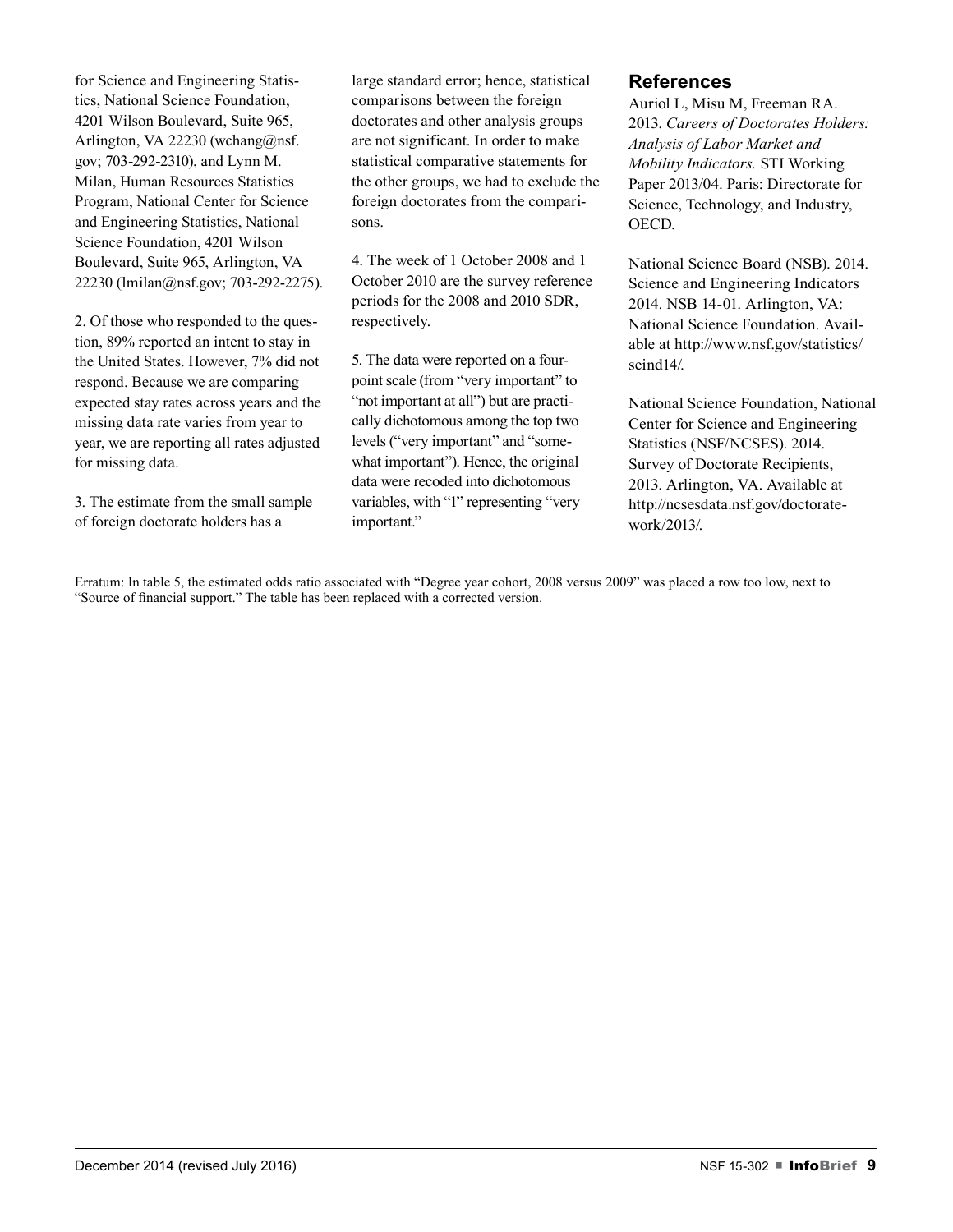for Science and Engineering Statistics, National Science Foundation, 4201 Wilson Boulevard, Suite 965, Arlington, VA 22230 (wchang@nsf.gov; 703-292-2310), and Lynn M. Milan, Human Resources Statistics Program, National Center for Science and Engineering Statistics, National Science Foundation, 4201 Wilson Boulevard, Suite 965, Arlington, VA 22230 (lmilan@nsf.gov; 703-292-2275).

2. Of those who responded to the question, 89% reported an intent to stay in the United States. However, 7% did not respond. Because we are comparing expected stay rates across years and the missing data rate varies from year to year, we are reporting all rates adjusted for missing data.

3. The estimate from the small sample of foreign doctorate holders has a large standard error; hence, statistical comparisons between the foreign doctorates and other analysis groups are not significant. In order to make statistical comparative statements for the other groups, we had to exclude the foreign doctorates from the comparisons.

4. The week of 1 October 2008 and 1 October 2010 are the survey reference periods for the 2008 and 2010 SDR, respectively.

5. The data were reported on a four-point scale (from "very important" to "not important at all") but are practically dichotomous among the top two levels ("very important" and "somewhat important"). Hence, the original data were recoded into dichotomous variables, with "1" representing "very important."

## References

Auriol L, Misu M, Freeman RA. 2013. *Careers of Doctorates Holders: Analysis of Labor Market and Mobility Indicators.* STI Working Paper 2013/04. Paris: Directorate for Science, Technology, and Industry, OECD.

National Science Board (NSB). 2014. Science and Engineering Indicators 2014. NSB 14-01. Arlington, VA: National Science Foundation. Available at http://www.nsf.gov/statistics/seind14/.

National Science Foundation, National Center for Science and Engineering Statistics (NSF/NCSES). 2014. Survey of Doctorate Recipients, 2013. Arlington, VA. Available at http://ncsesdata.nsf.gov/doctoratework/2013/.

Erratum: In table 5, the estimated odds ratio associated with "Degree year cohort, 2008 versus 2009" was placed a row too low, next to "Source of financial support." The table has been replaced with a corrected version.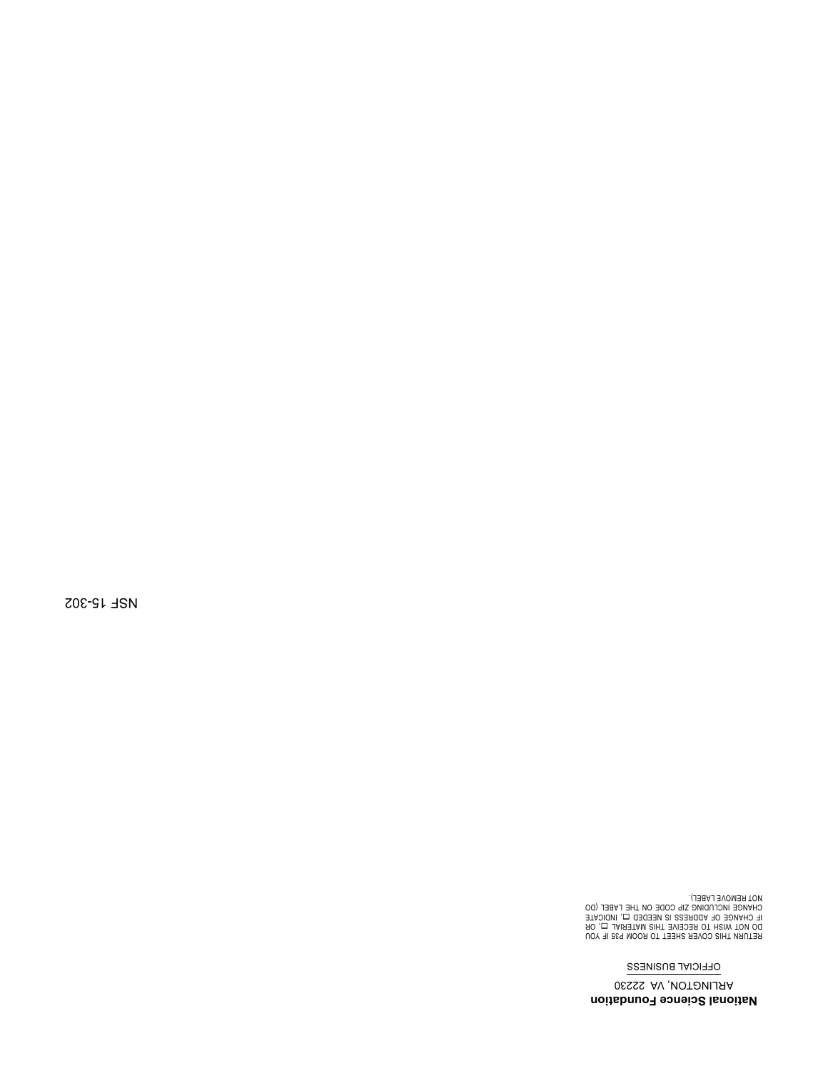**National Science Foundation**

ARLINGTON, VA 22230

OFFICIAL BUSINESS

RETURN THIS COVER SHEET TO ROOM P35 IF YOU DO NOT WISH TO RECEIVE THIS MATERIAL ☐, OR IF CHANGE OF ADDRESS IS NEEDED ☐, INDICATE CHANGE INCLUDING ZIP CODE ON THE LABEL (DO NOT REMOVE LABEL).

NSF 15-302